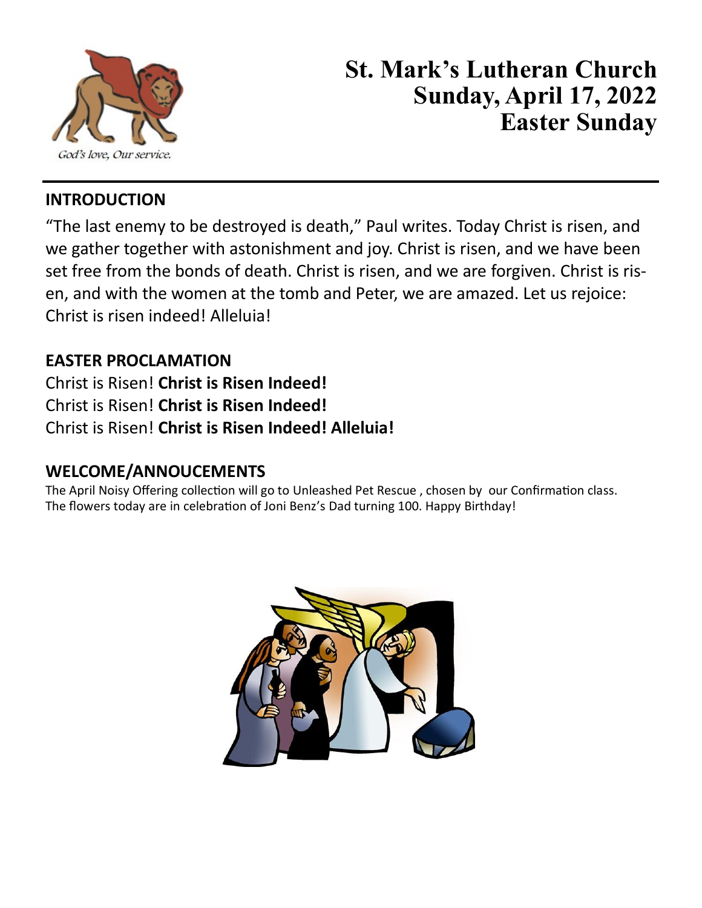God's love, Our service.

# St. Mark's Lutheran Church
# Sunday, April 17, 2022
# Easter Sunday

## INTRODUCTION

"The last enemy to be destroyed is death," Paul writes. Today Christ is risen, and we gather together with astonishment and joy. Christ is risen, and we have been set free from the bonds of death. Christ is risen, and we are forgiven. Christ is risen, and with the women at the tomb and Peter, we are amazed. Let us rejoice: Christ is risen indeed! Alleluia!

## EASTER PROCLAMATION

Christ is Risen! **Christ is Risen Indeed!**
Christ is Risen! **Christ is Risen Indeed!**
Christ is Risen! **Christ is Risen Indeed! Alleluia!**

## WELCOME/ANNOUCEMENTS

The April Noisy Offering collection will go to Unleashed Pet Rescue , chosen by our Confirmation class.
The flowers today are in celebration of Joni Benz's Dad turning 100. Happy Birthday!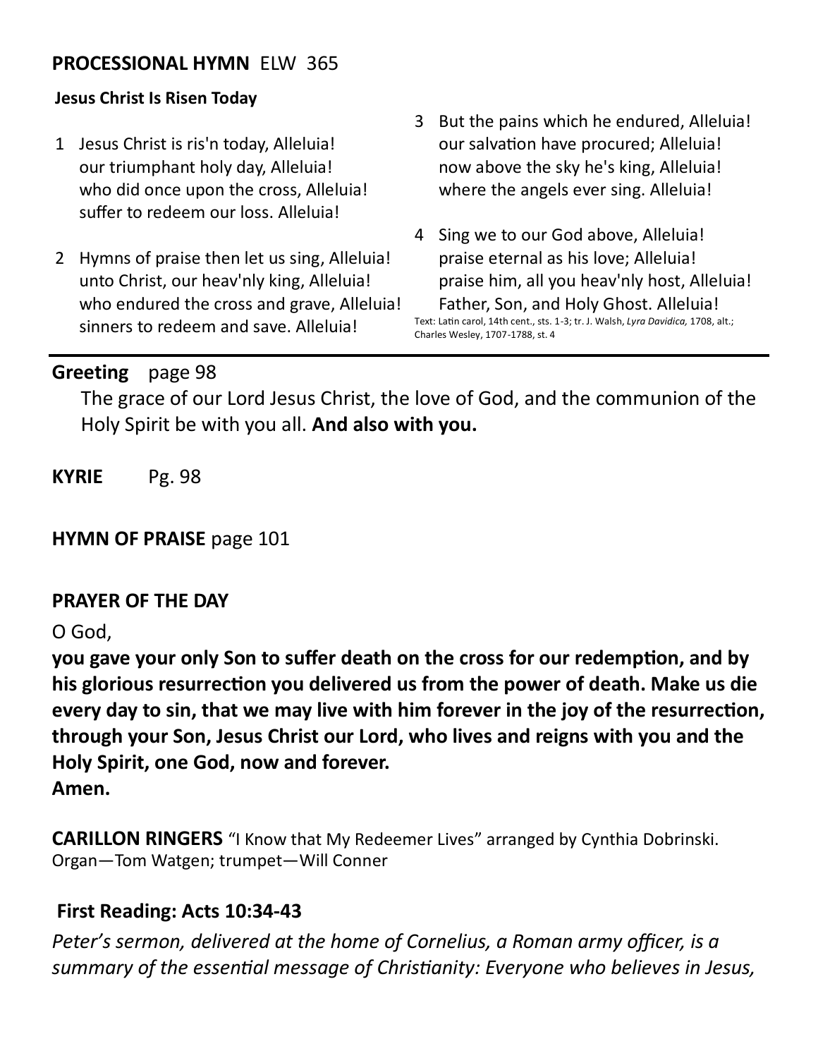**PROCESSIONAL HYMN** ELW 365

**Jesus Christ Is Risen Today**

1 Jesus Christ is ris'n today, Alleluia!
our triumphant holy day, Alleluia!
who did once upon the cross, Alleluia!
suffer to redeem our loss. Alleluia!

2 Hymns of praise then let us sing, Alleluia!
unto Christ, our heav'nly king, Alleluia!
who endured the cross and grave, Alleluia!
sinners to redeem and save. Alleluia!

3 But the pains which he endured, Alleluia!
our salvation have procured; Alleluia!
now above the sky he's king, Alleluia!
where the angels ever sing. Alleluia!

4 Sing we to our God above, Alleluia!
praise eternal as his love; Alleluia!
praise him, all you heav'nly host, Alleluia!
Father, Son, and Holy Ghost. Alleluia!

Text: Latin carol, 14th cent., sts. 1-3; tr. J. Walsh, *Lyra Davidica,* 1708, alt.; Charles Wesley, 1707-1788, st. 4

---

**Greeting** page 98

The grace of our Lord Jesus Christ, the love of God, and the communion of the Holy Spirit be with you all. **And also with you.**

**KYRIE** Pg. 98

**HYMN OF PRAISE** page 101

**PRAYER OF THE DAY**

O God,

**you gave your only Son to suffer death on the cross for our redemption, and by his glorious resurrection you delivered us from the power of death. Make us die every day to sin, that we may live with him forever in the joy of the resurrection, through your Son, Jesus Christ our Lord, who lives and reigns with you and the Holy Spirit, one God, now and forever.**
**Amen.**

**CARILLON RINGERS** "I Know that My Redeemer Lives" arranged by Cynthia Dobrinski.
Organ—Tom Watgen; trumpet—Will Conner

**First Reading: Acts 10:34-43**

*Peter's sermon, delivered at the home of Cornelius, a Roman army officer, is a summary of the essential message of Christianity: Everyone who believes in Jesus,*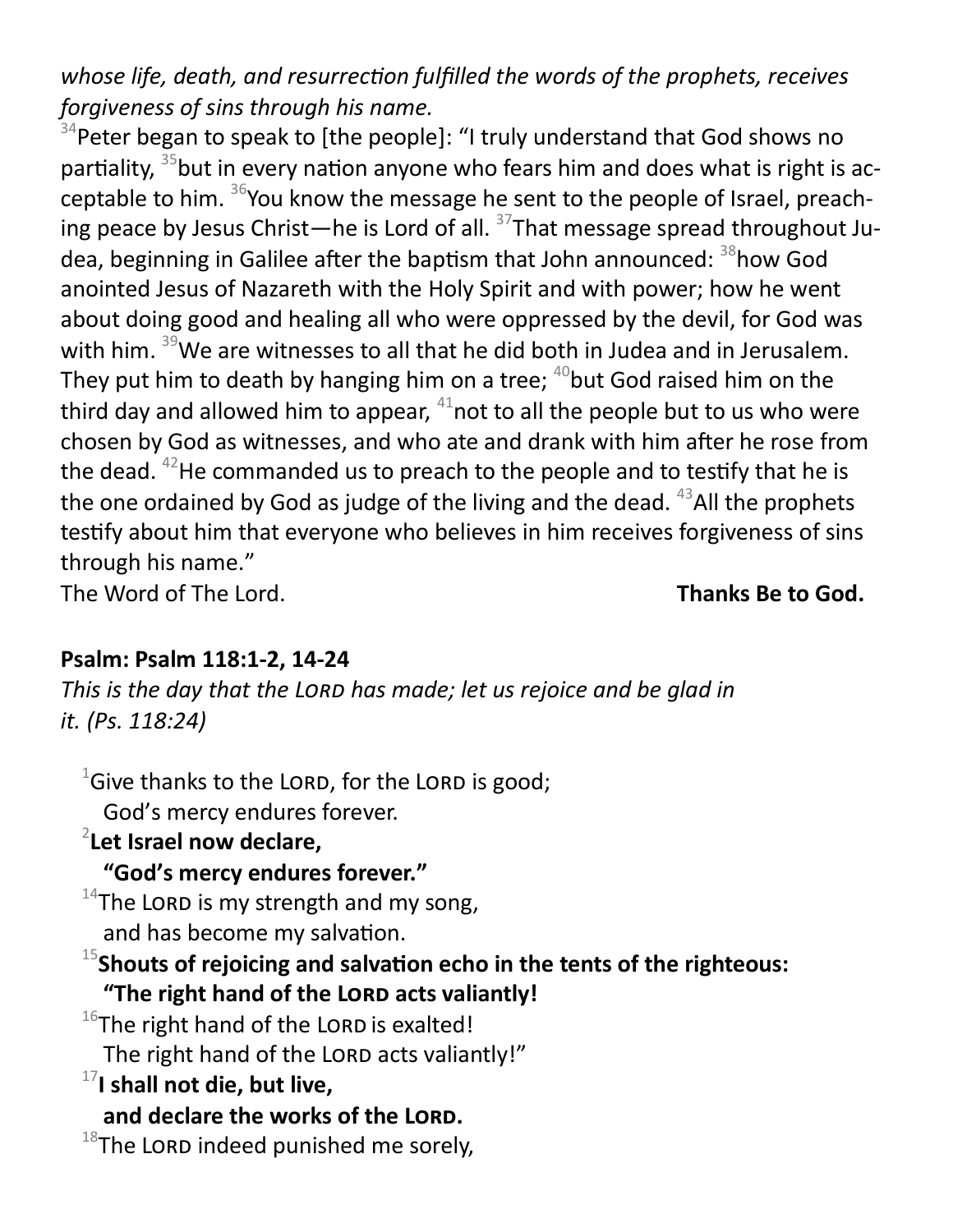*whose life, death, and resurrection fulfilled the words of the prophets, receives forgiveness of sins through his name.*

[34]Peter began to speak to [the people]: "I truly understand that God shows no partiality, [35]but in every nation anyone who fears him and does what is right is acceptable to him. [36]You know the message he sent to the people of Israel, preaching peace by Jesus Christ—he is Lord of all. [37]That message spread throughout Judea, beginning in Galilee after the baptism that John announced: [38]how God anointed Jesus of Nazareth with the Holy Spirit and with power; how he went about doing good and healing all who were oppressed by the devil, for God was with him. [39]We are witnesses to all that he did both in Judea and in Jerusalem. They put him to death by hanging him on a tree; [40]but God raised him on the third day and allowed him to appear, [41]not to all the people but to us who were chosen by God as witnesses, and who ate and drank with him after he rose from the dead. [42]He commanded us to preach to the people and to testify that he is the one ordained by God as judge of the living and the dead. [43]All the prophets testify about him that everyone who believes in him receives forgiveness of sins through his name."

The Word of The Lord. **Thanks Be to God.**

**Psalm: Psalm 118:1-2, 14-24**

*This is the day that the LORD has made; let us rejoice and be glad in it. (Ps. 118:24)*

[1]Give thanks to the LORD, for the LORD is good;
God's mercy endures forever.

[2]**Let Israel now declare,**
**"God's mercy endures forever."**

[14]The LORD is my strength and my song,
and has become my salvation.

[15]**Shouts of rejoicing and salvation echo in the tents of the righteous:**
**"The right hand of the LORD acts valiantly!**

[16]The right hand of the LORD is exalted!
The right hand of the LORD acts valiantly!"

[17]**I shall not die, but live,**
**and declare the works of the LORD.**

[18]The LORD indeed punished me sorely,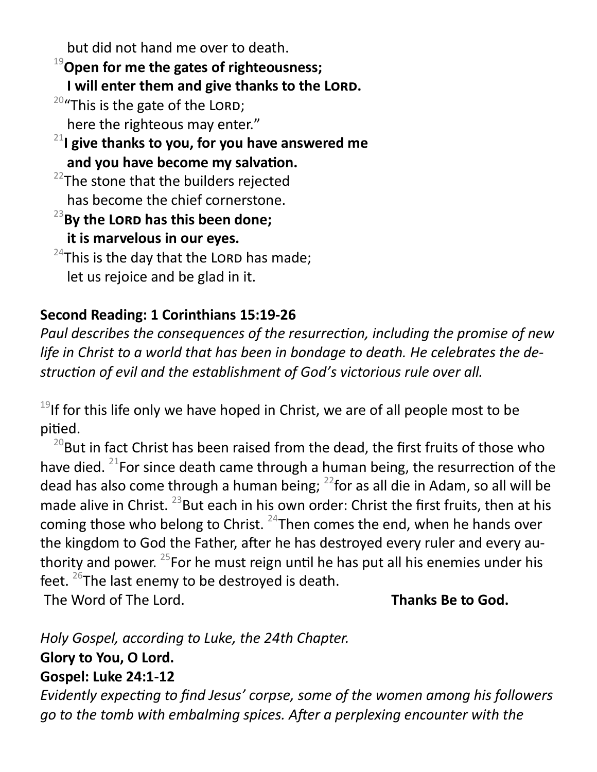but did not hand me over to death.

[19]**Open for me the gates of righteousness;**
**I will enter them and give thanks to the LORD.**

[20]"This is the gate of the LORD;
here the righteous may enter."

[21]**I give thanks to you, for you have answered me**
**and you have become my salvation.**

[22]The stone that the builders rejected
has become the chief cornerstone.

[23]**By the LORD has this been done;**
**it is marvelous in our eyes.**

[24]This is the day that the LORD has made;
let us rejoice and be glad in it.

**Second Reading: 1 Corinthians 15:19-26**

*Paul describes the consequences of the resurrection, including the promise of new life in Christ to a world that has been in bondage to death. He celebrates the destruction of evil and the establishment of God's victorious rule over all.*

[19]If for this life only we have hoped in Christ, we are of all people most to be pitied.

[20]But in fact Christ has been raised from the dead, the first fruits of those who have died. [21]For since death came through a human being, the resurrection of the dead has also come through a human being; [22]for as all die in Adam, so all will be made alive in Christ. [23]But each in his own order: Christ the first fruits, then at his coming those who belong to Christ. [24]Then comes the end, when he hands over the kingdom to God the Father, after he has destroyed every ruler and every authority and power. [25]For he must reign until he has put all his enemies under his feet. [26]The last enemy to be destroyed is death.

The Word of The Lord. **Thanks Be to God.**

*Holy Gospel, according to Luke, the 24th Chapter.*

**Glory to You, O Lord.**

**Gospel: Luke 24:1-12**

*Evidently expecting to find Jesus' corpse, some of the women among his followers go to the tomb with embalming spices. After a perplexing encounter with the*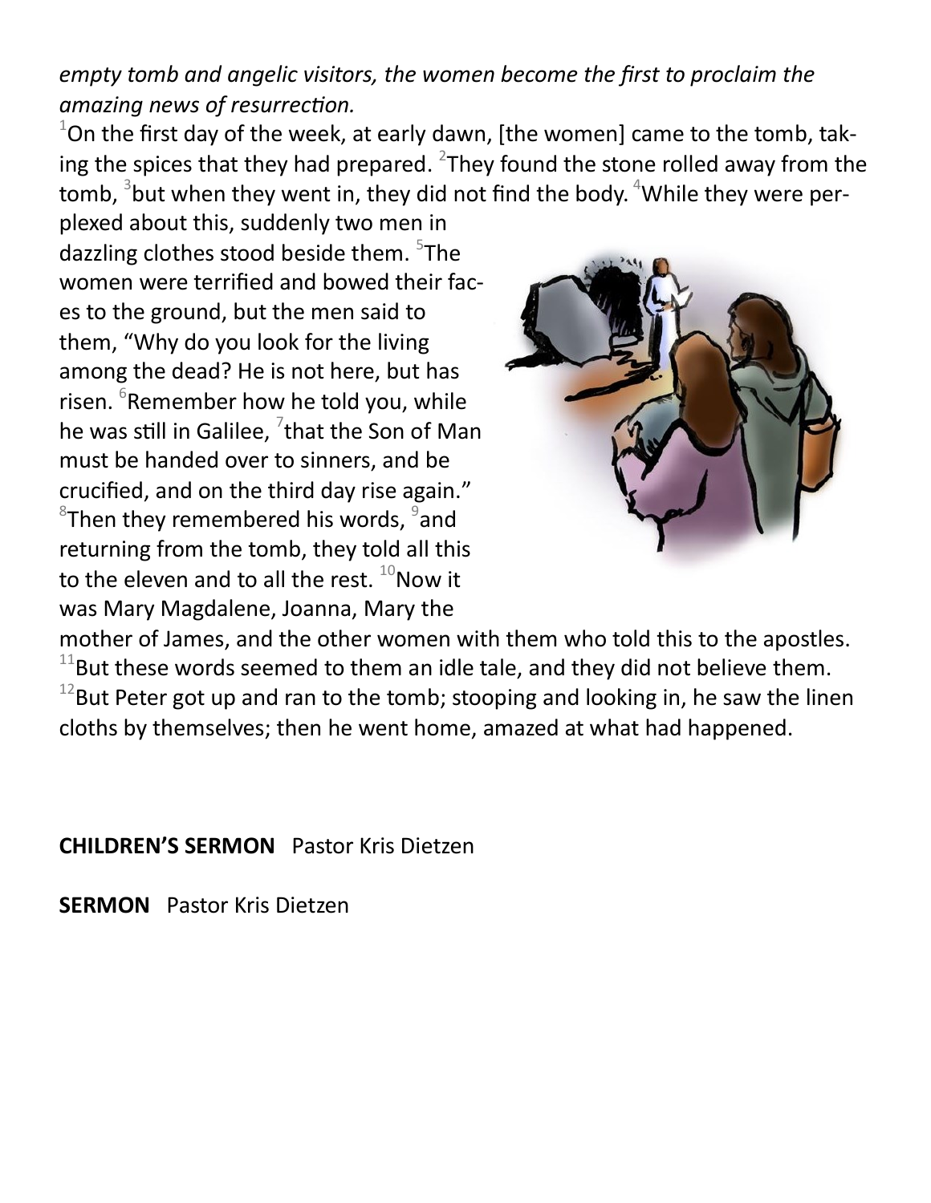*empty tomb and angelic visitors, the women become the first to proclaim the amazing news of resurrection.*

[1]On the first day of the week, at early dawn, [the women] came to the tomb, taking the spices that they had prepared. [2]They found the stone rolled away from the tomb, [3]but when they went in, they did not find the body. [4]While they were perplexed about this, suddenly two men in dazzling clothes stood beside them. [5]The women were terrified and bowed their faces to the ground, but the men said to them, "Why do you look for the living among the dead? He is not here, but has risen. [6]Remember how he told you, while he was still in Galilee, [7]that the Son of Man must be handed over to sinners, and be crucified, and on the third day rise again." [8]Then they remembered his words, [9]and returning from the tomb, they told all this to the eleven and to all the rest. [10]Now it was Mary Magdalene, Joanna, Mary the mother of James, and the other women with them who told this to the apostles. [11]But these words seemed to them an idle tale, and they did not believe them. [12]But Peter got up and ran to the tomb; stooping and looking in, he saw the linen cloths by themselves; then he went home, amazed at what had happened.

**CHILDREN'S SERMON** Pastor Kris Dietzen

**SERMON** Pastor Kris Dietzen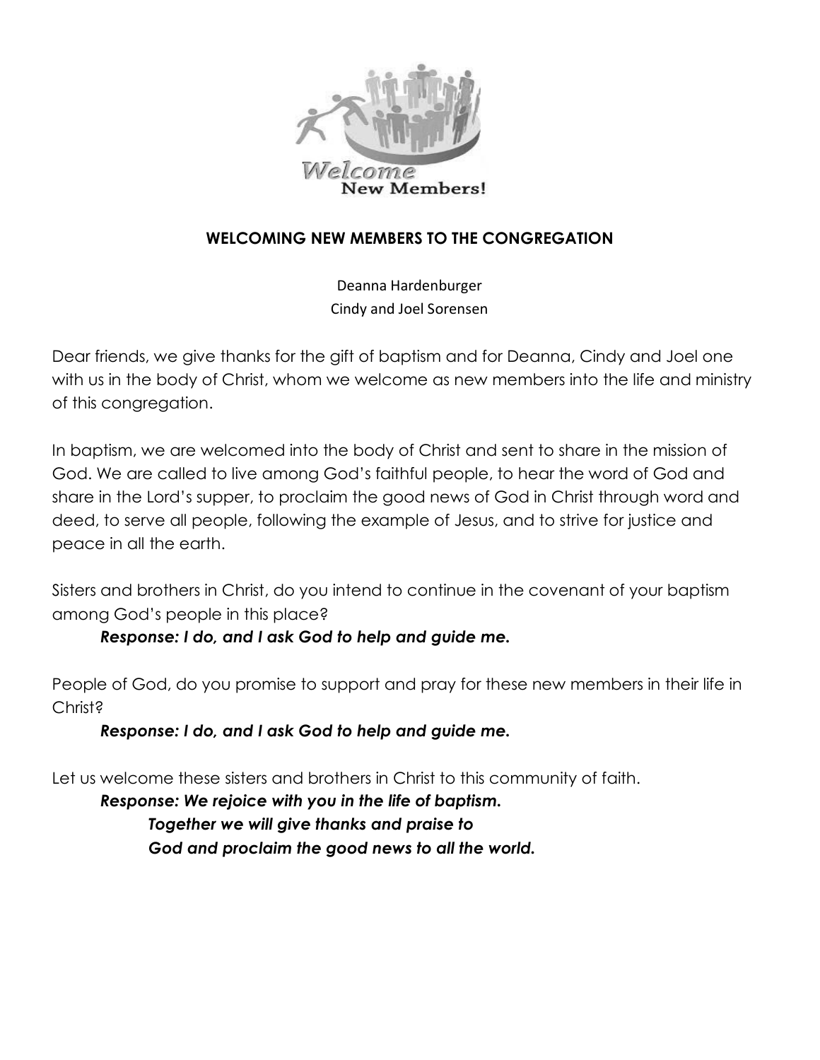Welcome New Members!

## WELCOMING NEW MEMBERS TO THE CONGREGATION

Deanna Hardenburger
Cindy and Joel Sorensen

Dear friends, we give thanks for the gift of baptism and for Deanna, Cindy and Joel one with us in the body of Christ, whom we welcome as new members into the life and ministry of this congregation.

In baptism, we are welcomed into the body of Christ and sent to share in the mission of God. We are called to live among God's faithful people, to hear the word of God and share in the Lord's supper, to proclaim the good news of God in Christ through word and deed, to serve all people, following the example of Jesus, and to strive for justice and peace in all the earth.

Sisters and brothers in Christ, do you intend to continue in the covenant of your baptism among God's people in this place?

***Response: I do, and I ask God to help and guide me.***

People of God, do you promise to support and pray for these new members in their life in Christ?

***Response: I do, and I ask God to help and guide me.***

Let us welcome these sisters and brothers in Christ to this community of faith.

***Response: We rejoice with you in the life of baptism.***
***Together we will give thanks and praise to***
***God and proclaim the good news to all the world.***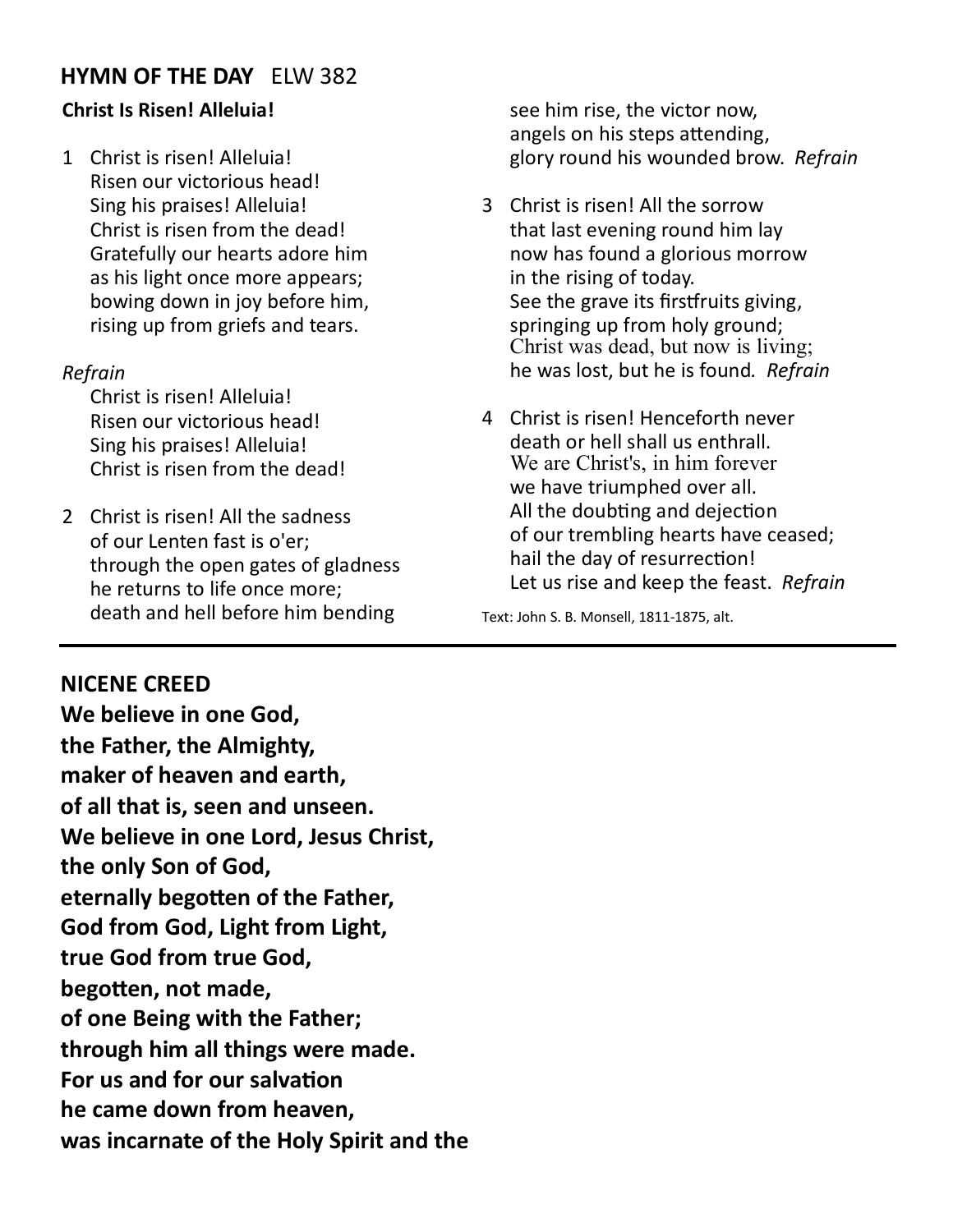## HYMN OF THE DAY ELW 382

**Christ Is Risen! Alleluia!**

1 Christ is risen! Alleluia!
Risen our victorious head!
Sing his praises! Alleluia!
Christ is risen from the dead!
Gratefully our hearts adore him
as his light once more appears;
bowing down in joy before him,
rising up from griefs and tears.

*Refrain*
Christ is risen! Alleluia!
Risen our victorious head!
Sing his praises! Alleluia!
Christ is risen from the dead!

2 Christ is risen! All the sadness
of our Lenten fast is o'er;
through the open gates of gladness
he returns to life once more;
death and hell before him bending
see him rise, the victor now,
angels on his steps attending,
glory round his wounded brow. *Refrain*

3 Christ is risen! All the sorrow
that last evening round him lay
now has found a glorious morrow
in the rising of today.
See the grave its firstfruits giving,
springing up from holy ground;
Christ was dead, but now is living;
he was lost, but he is found. *Refrain*

4 Christ is risen! Henceforth never
death or hell shall us enthrall.
We are Christ's, in him forever
we have triumphed over all.
All the doubting and dejection
of our trembling hearts have ceased;
hail the day of resurrection!
Let us rise and keep the feast. *Refrain*

Text: John S. B. Monsell, 1811-1875, alt.

---

## NICENE CREED

**We believe in one God,**
**the Father, the Almighty,**
**maker of heaven and earth,**
**of all that is, seen and unseen.**
**We believe in one Lord, Jesus Christ,**
**the only Son of God,**
**eternally begotten of the Father,**
**God from God, Light from Light,**
**true God from true God,**
**begotten, not made,**
**of one Being with the Father;**
**through him all things were made.**
**For us and for our salvation**
**he came down from heaven,**
**was incarnate of the Holy Spirit and the**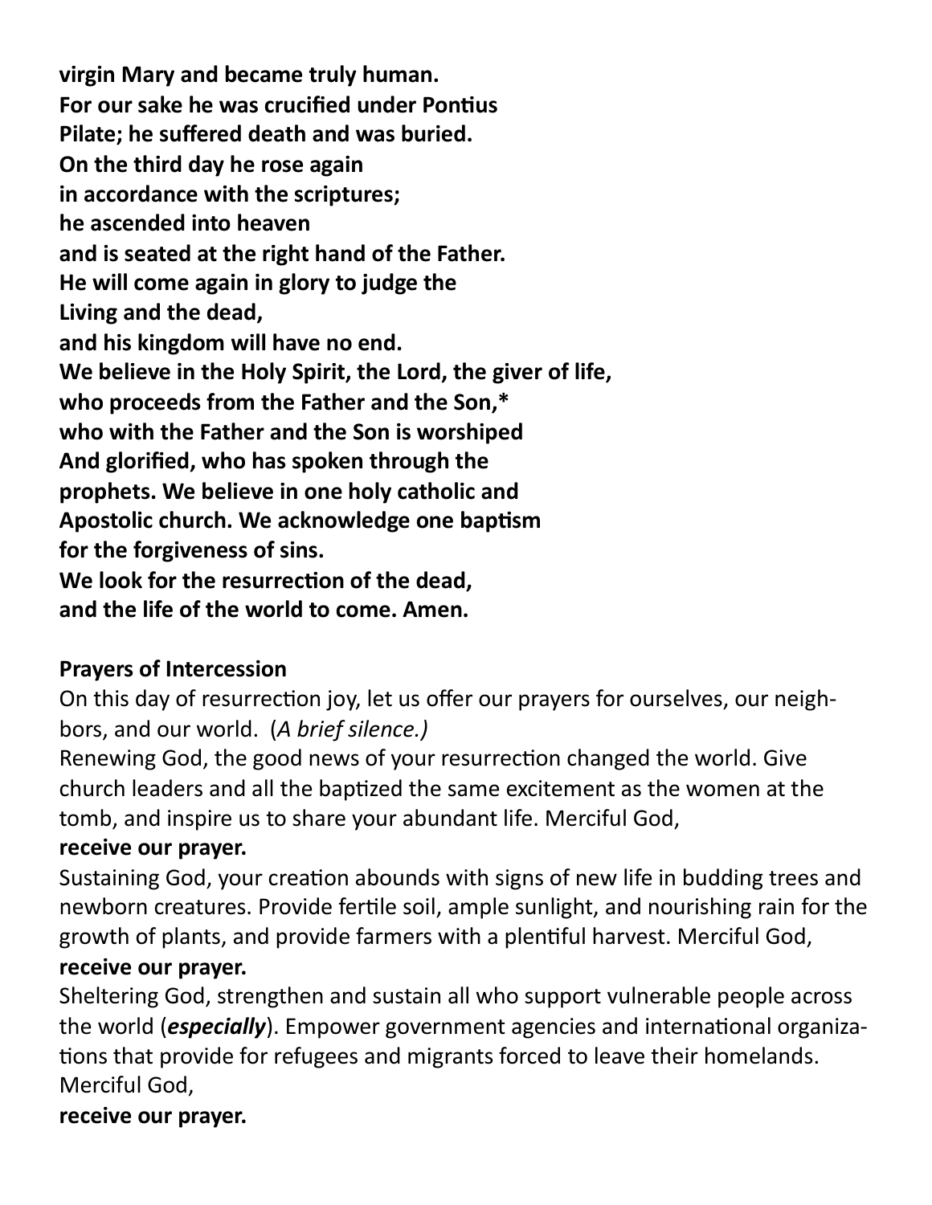**virgin Mary and became truly human.**
**For our sake he was crucified under Pontius**
**Pilate; he suffered death and was buried.**
**On the third day he rose again**
**in accordance with the scriptures;**
**he ascended into heaven**
**and is seated at the right hand of the Father.**
**He will come again in glory to judge the**
**Living and the dead,**
**and his kingdom will have no end.**
**We believe in the Holy Spirit, the Lord, the giver of life,**
**who proceeds from the Father and the Son,***
**who with the Father and the Son is worshiped**
**And glorified, who has spoken through the**
**prophets. We believe in one holy catholic and**
**Apostolic church. We acknowledge one baptism**
**for the forgiveness of sins.**
**We look for the resurrection of the dead,**
**and the life of the world to come. Amen.**

**Prayers of Intercession**

On this day of resurrection joy, let us offer our prayers for ourselves, our neighbors, and our world. (*A brief silence.)*

Renewing God, the good news of your resurrection changed the world. Give church leaders and all the baptized the same excitement as the women at the tomb, and inspire us to share your abundant life. Merciful God,
**receive our prayer.**

Sustaining God, your creation abounds with signs of new life in budding trees and newborn creatures. Provide fertile soil, ample sunlight, and nourishing rain for the growth of plants, and provide farmers with a plentiful harvest. Merciful God,
**receive our prayer.**

Sheltering God, strengthen and sustain all who support vulnerable people across the world (***especially***). Empower government agencies and international organizations that provide for refugees and migrants forced to leave their homelands. Merciful God,
**receive our prayer.**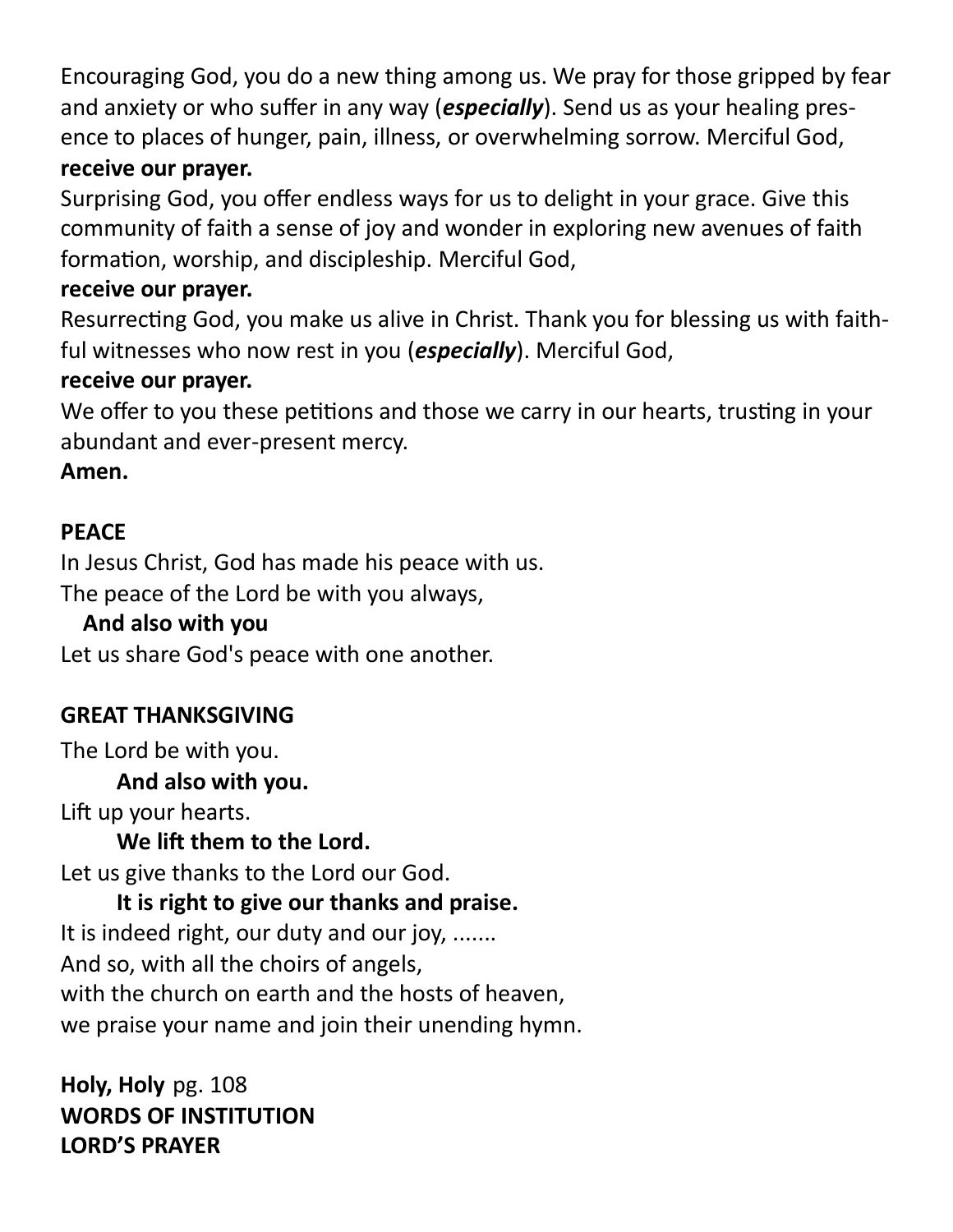Encouraging God, you do a new thing among us. We pray for those gripped by fear and anxiety or who suffer in any way (***especially***). Send us as your healing presence to places of hunger, pain, illness, or overwhelming sorrow. Merciful God,
**receive our prayer.**

Surprising God, you offer endless ways for us to delight in your grace. Give this community of faith a sense of joy and wonder in exploring new avenues of faith formation, worship, and discipleship. Merciful God,
**receive our prayer.**

Resurrecting God, you make us alive in Christ. Thank you for blessing us with faithful witnesses who now rest in you (***especially***). Merciful God,
**receive our prayer.**

We offer to you these petitions and those we carry in our hearts, trusting in your abundant and ever-present mercy.
**Amen.**

**PEACE**

In Jesus Christ, God has made his peace with us.
The peace of the Lord be with you always,
**And also with you**
Let us share God's peace with one another.

**GREAT THANKSGIVING**

The Lord be with you.
**And also with you.**
Lift up your hearts.
**We lift them to the Lord.**
Let us give thanks to the Lord our God.
**It is right to give our thanks and praise.**
It is indeed right, our duty and our joy, .......
And so, with all the choirs of angels,
with the church on earth and the hosts of heaven,
we praise your name and join their unending hymn.

**Holy, Holy** pg. 108
**WORDS OF INSTITUTION**
**LORD'S PRAYER**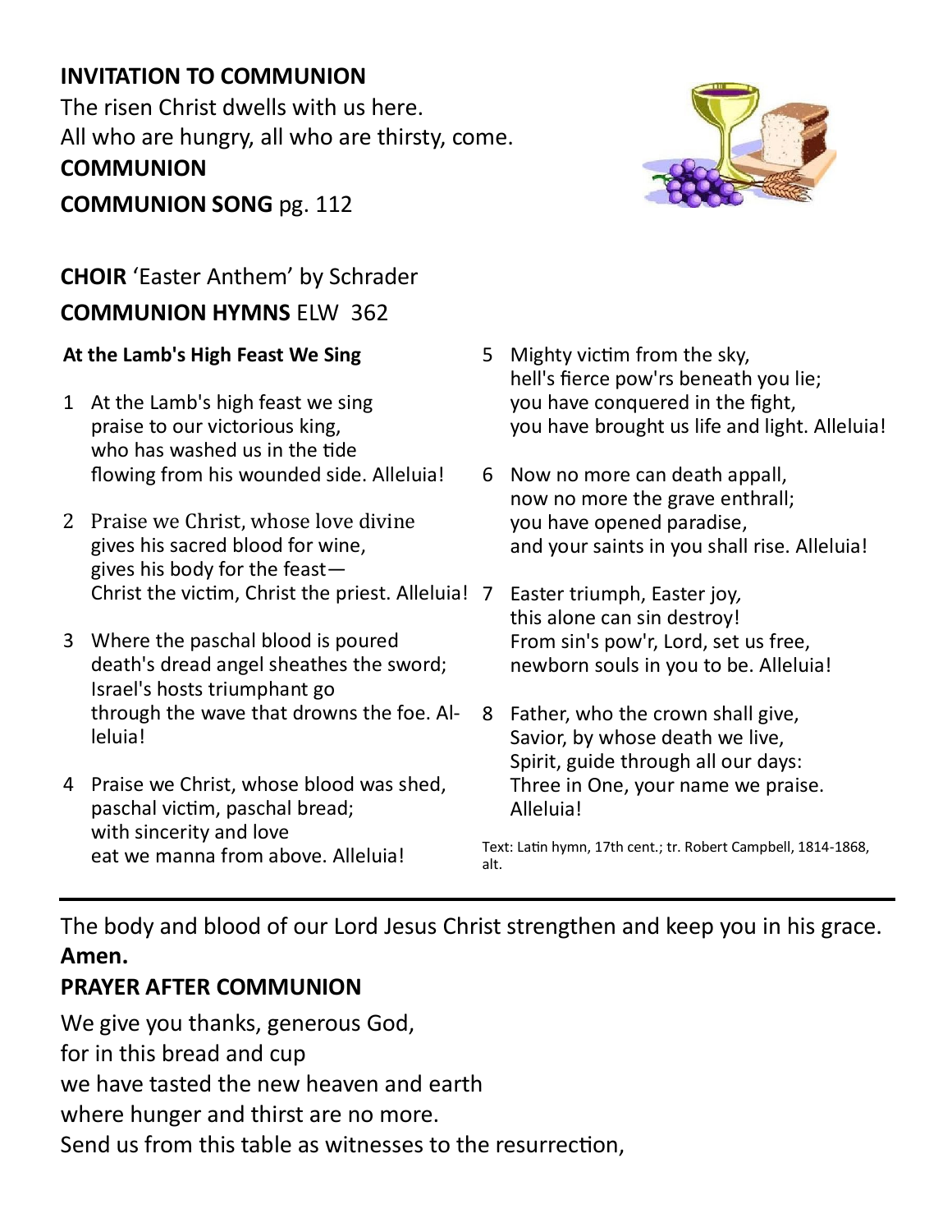**INVITATION TO COMMUNION**

The risen Christ dwells with us here.
All who are hungry, all who are thirsty, come.

**COMMUNION**

**COMMUNION SONG** pg. 112

**CHOIR** 'Easter Anthem' by Schrader

**COMMUNION HYMNS** ELW 362

**At the Lamb's High Feast We Sing**

1 At the Lamb's high feast we sing
praise to our victorious king,
who has washed us in the tide
flowing from his wounded side. Alleluia!

2 Praise we Christ, whose love divine
gives his sacred blood for wine,
gives his body for the feast—
Christ the victim, Christ the priest. Alleluia!

3 Where the paschal blood is poured
death's dread angel sheathes the sword;
Israel's hosts triumphant go
through the wave that drowns the foe. Alleluia!

4 Praise we Christ, whose blood was shed,
paschal victim, paschal bread;
with sincerity and love
eat we manna from above. Alleluia!

5 Mighty victim from the sky,
hell's fierce pow'rs beneath you lie;
you have conquered in the fight,
you have brought us life and light. Alleluia!

6 Now no more can death appall,
now no more the grave enthrall;
you have opened paradise,
and your saints in you shall rise. Alleluia!

7 Easter triumph, Easter joy,
this alone can sin destroy!
From sin's pow'r, Lord, set us free,
newborn souls in you to be. Alleluia!

8 Father, who the crown shall give,
Savior, by whose death we live,
Spirit, guide through all our days:
Three in One, your name we praise.
Alleluia!

Text: Latin hymn, 17th cent.; tr. Robert Campbell, 1814-1868, alt.

---

The body and blood of our Lord Jesus Christ strengthen and keep you in his grace.
**Amen.**

**PRAYER AFTER COMMUNION**

We give you thanks, generous God,
for in this bread and cup
we have tasted the new heaven and earth
where hunger and thirst are no more.
Send us from this table as witnesses to the resurrection,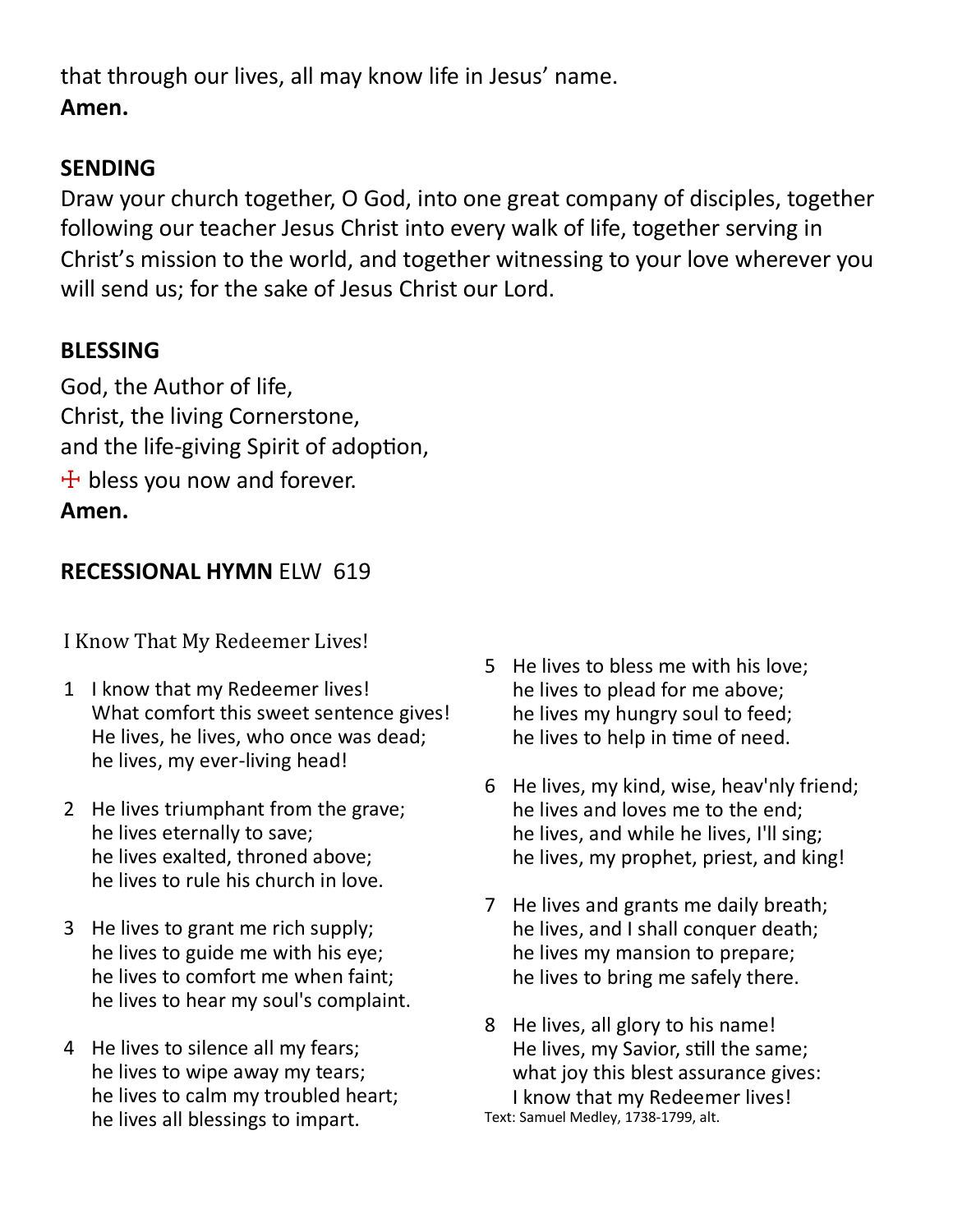that through our lives, all may know life in Jesus' name.
**Amen.**

## SENDING

Draw your church together, O God, into one great company of disciples, together following our teacher Jesus Christ into every walk of life, together serving in Christ's mission to the world, and together witnessing to your love wherever you will send us; for the sake of Jesus Christ our Lord.

## BLESSING

God, the Author of life,
Christ, the living Cornerstone,
and the life-giving Spirit of adoption,
☩ bless you now and forever.
**Amen.**

## RECESSIONAL HYMN ELW 619

I Know That My Redeemer Lives!

1 I know that my Redeemer lives!
What comfort this sweet sentence gives!
He lives, he lives, who once was dead;
he lives, my ever-living head!

2 He lives triumphant from the grave;
he lives eternally to save;
he lives exalted, throned above;
he lives to rule his church in love.

3 He lives to grant me rich supply;
he lives to guide me with his eye;
he lives to comfort me when faint;
he lives to hear my soul's complaint.

4 He lives to silence all my fears;
he lives to wipe away my tears;
he lives to calm my troubled heart;
he lives all blessings to impart.

5 He lives to bless me with his love;
he lives to plead for me above;
he lives my hungry soul to feed;
he lives to help in time of need.

6 He lives, my kind, wise, heav'nly friend;
he lives and loves me to the end;
he lives, and while he lives, I'll sing;
he lives, my prophet, priest, and king!

7 He lives and grants me daily breath;
he lives, and I shall conquer death;
he lives my mansion to prepare;
he lives to bring me safely there.

8 He lives, all glory to his name!
He lives, my Savior, still the same;
what joy this blest assurance gives:
I know that my Redeemer lives!

Text: Samuel Medley, 1738-1799, alt.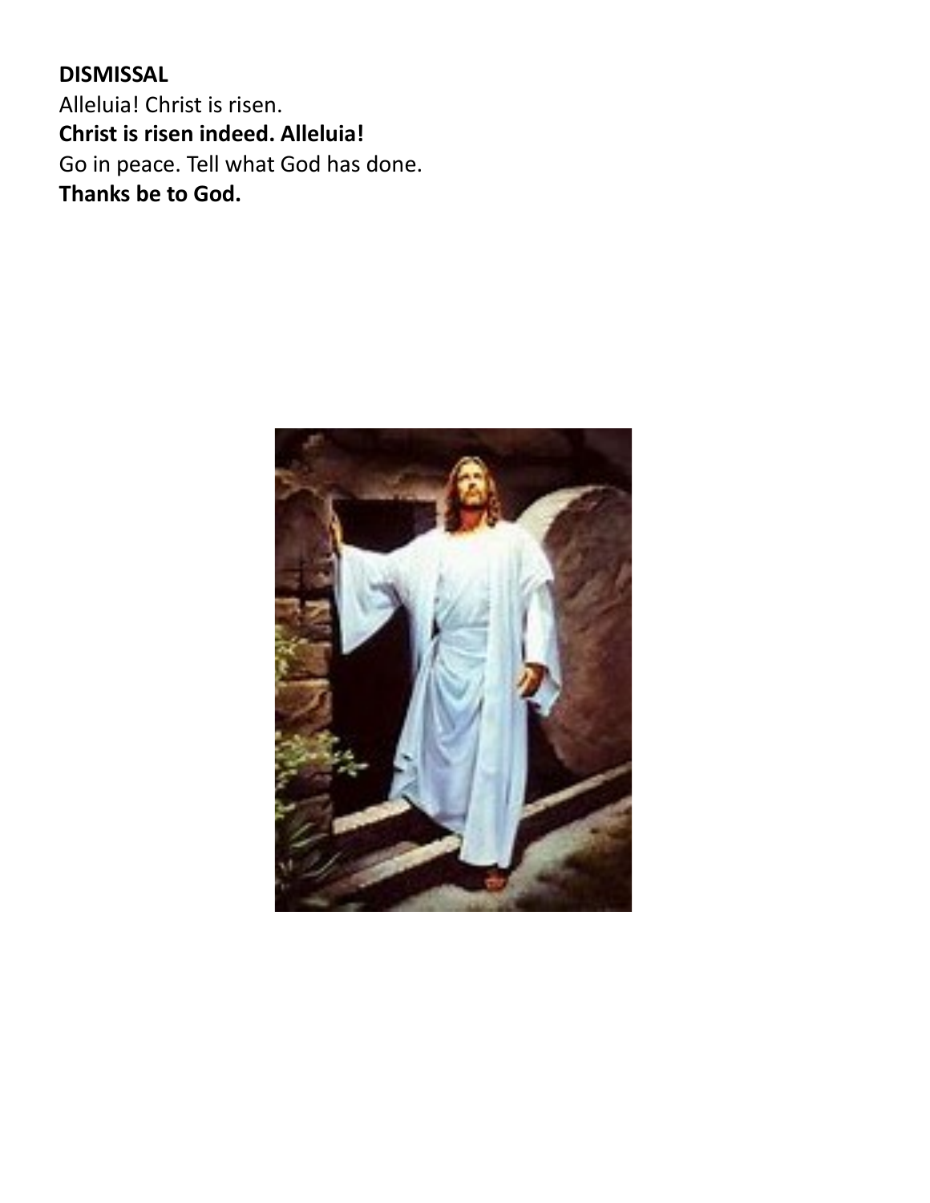**DISMISSAL**
Alleluia! Christ is risen.
**Christ is risen indeed. Alleluia!**
Go in peace. Tell what God has done.
**Thanks be to God.**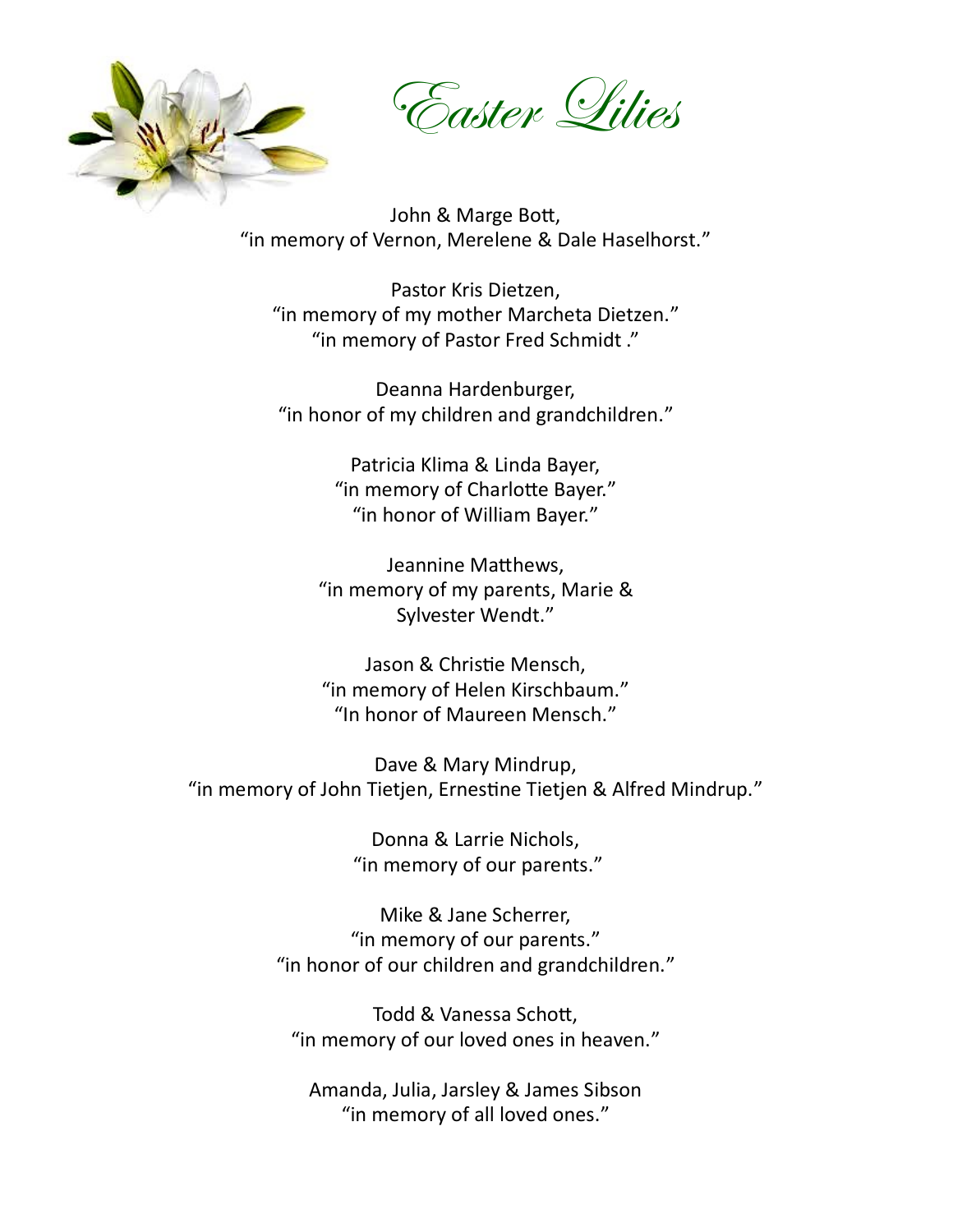# *Easter Lilies*

John & Marge Bott,
"in memory of Vernon, Merelene & Dale Haselhorst."

Pastor Kris Dietzen,
"in memory of my mother Marcheta Dietzen."
"in memory of Pastor Fred Schmidt ."

Deanna Hardenburger,
"in honor of my children and grandchildren."

Patricia Klima & Linda Bayer,
"in memory of Charlotte Bayer."
"in honor of William Bayer."

Jeannine Matthews,
"in memory of my parents, Marie & Sylvester Wendt."

Jason & Christie Mensch,
"in memory of Helen Kirschbaum."
"In honor of Maureen Mensch."

Dave & Mary Mindrup,
"in memory of John Tietjen, Ernestine Tietjen & Alfred Mindrup."

Donna & Larrie Nichols,
"in memory of our parents."

Mike & Jane Scherrer,
"in memory of our parents."
"in honor of our children and grandchildren."

Todd & Vanessa Schott,
"in memory of our loved ones in heaven."

Amanda, Julia, Jarsley & James Sibson
"in memory of all loved ones."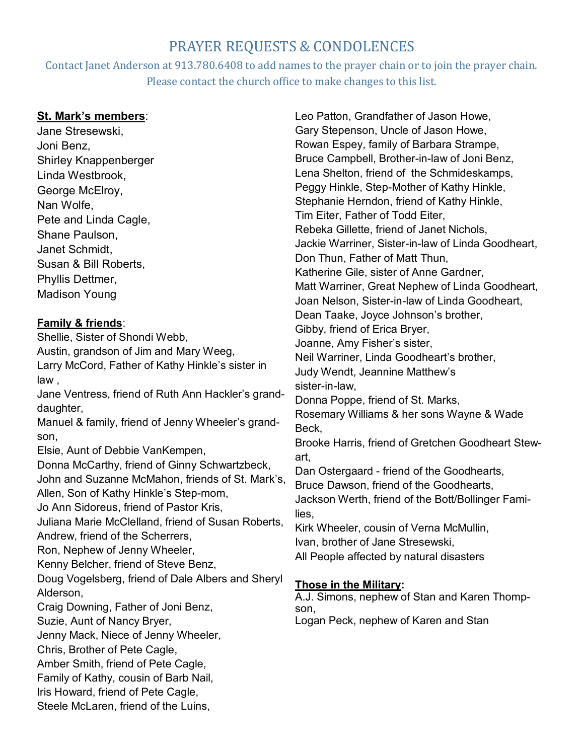# PRAYER REQUESTS & CONDOLENCES

Contact Janet Anderson at 913.780.6408 to add names to the prayer chain or to join the prayer chain.
Please contact the church office to make changes to this list.

**St. Mark's members**:

Jane Stresewski,
Joni Benz,
Shirley Knappenberger
Linda Westbrook,
George McElroy,
Nan Wolfe,
Pete and Linda Cagle,
Shane Paulson,
Janet Schmidt,
Susan & Bill Roberts,
Phyllis Dettmer,
Madison Young

**Family & friends**:

Shellie, Sister of Shondi Webb,
Austin, grandson of Jim and Mary Weeg,
Larry McCord, Father of Kathy Hinkle's sister in law ,
Jane Ventress, friend of Ruth Ann Hackler's granddaughter,
Manuel & family, friend of Jenny Wheeler's grandson,
Elsie, Aunt of Debbie VanKempen,
Donna McCarthy, friend of Ginny Schwartzbeck,
John and Suzanne McMahon, friends of St. Mark's,
Allen, Son of Kathy Hinkle's Step-mom,
Jo Ann Sidoreus, friend of Pastor Kris,
Juliana Marie McClelland, friend of Susan Roberts,
Andrew, friend of the Scherrers,
Ron, Nephew of Jenny Wheeler,
Kenny Belcher, friend of Steve Benz,
Doug Vogelsberg, friend of Dale Albers and Sheryl Alderson,
Craig Downing, Father of Joni Benz,
Suzie, Aunt of Nancy Bryer,
Jenny Mack, Niece of Jenny Wheeler,
Chris, Brother of Pete Cagle,
Amber Smith, friend of Pete Cagle,
Family of Kathy, cousin of Barb Nail,
Iris Howard, friend of Pete Cagle,
Steele McLaren, friend of the Luins,
Leo Patton, Grandfather of Jason Howe,
Gary Stepenson, Uncle of Jason Howe,
Rowan Espey, family of Barbara Strampe,
Bruce Campbell, Brother-in-law of Joni Benz,
Lena Shelton, friend of the Schmideskamps,
Peggy Hinkle, Step-Mother of Kathy Hinkle,
Stephanie Herndon, friend of Kathy Hinkle,
Tim Eiter, Father of Todd Eiter,
Rebeka Gillette, friend of Janet Nichols,
Jackie Warriner, Sister-in-law of Linda Goodheart,
Don Thun, Father of Matt Thun,
Katherine Gile, sister of Anne Gardner,
Matt Warriner, Great Nephew of Linda Goodheart,
Joan Nelson, Sister-in-law of Linda Goodheart,
Dean Taake, Joyce Johnson's brother,
Gibby, friend of Erica Bryer,
Joanne, Amy Fisher's sister,
Neil Warriner, Linda Goodheart's brother,
Judy Wendt, Jeannine Matthew's sister-in-law,
Donna Poppe, friend of St. Marks,
Rosemary Williams & her sons Wayne & Wade Beck,
Brooke Harris, friend of Gretchen Goodheart Stewart,
Dan Ostergaard - friend of the Goodhearts,
Bruce Dawson, friend of the Goodhearts,
Jackson Werth, friend of the Bott/Bollinger Families,
Kirk Wheeler, cousin of Verna McMullin,
Ivan, brother of Jane Stresewski,
All People affected by natural disasters

**Those in the Military:**

A.J. Simons, nephew of Stan and Karen Thompson,
Logan Peck, nephew of Karen and Stan